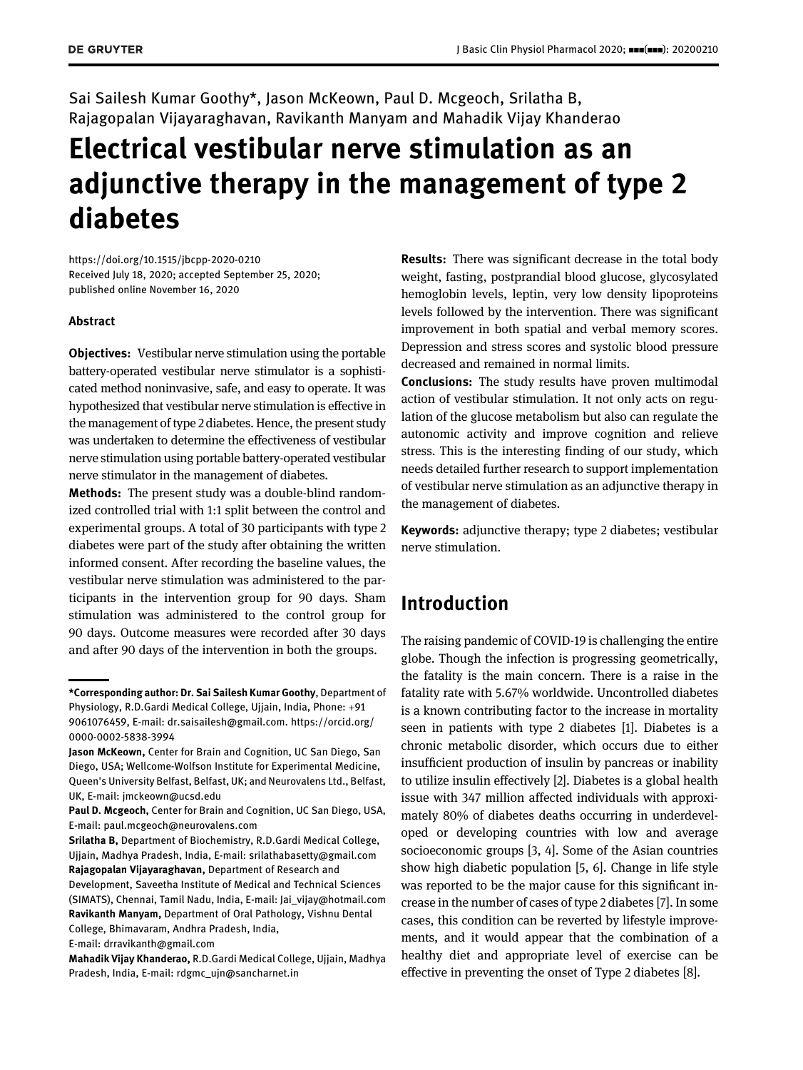Sai Sailesh Kumar Goothy*, Jason McKeown, Paul D. Mcgeoch, Srilatha B, Rajagopalan Vijayaraghavan, Ravikanth Manyam and Mahadik Vijay Khanderao

# Electrical vestibular nerve stimulation as an adjunctive therapy in the management of type 2 diabetes

https://doi.org/10.1515/jbcpp-2020-0210
Received July 18, 2020; accepted September 25, 2020; published online November 16, 2020

### Abstract

**Objectives:** Vestibular nerve stimulation using the portable battery-operated vestibular nerve stimulator is a sophisticated method noninvasive, safe, and easy to operate. It was hypothesized that vestibular nerve stimulation is effective in the management of type 2 diabetes. Hence, the present study was undertaken to determine the effectiveness of vestibular nerve stimulation using portable battery-operated vestibular nerve stimulator in the management of diabetes.

**Methods:** The present study was a double-blind randomized controlled trial with 1:1 split between the control and experimental groups. A total of 30 participants with type 2 diabetes were part of the study after obtaining the written informed consent. After recording the baseline values, the vestibular nerve stimulation was administered to the participants in the intervention group for 90 days. Sham stimulation was administered to the control group for 90 days. Outcome measures were recorded after 30 days and after 90 days of the intervention in both the groups.

**Results:** There was significant decrease in the total body weight, fasting, postprandial blood glucose, glycosylated hemoglobin levels, leptin, very low density lipoproteins levels followed by the intervention. There was significant improvement in both spatial and verbal memory scores. Depression and stress scores and systolic blood pressure decreased and remained in normal limits.

**Conclusions:** The study results have proven multimodal action of vestibular stimulation. It not only acts on regulation of the glucose metabolism but also can regulate the autonomic activity and improve cognition and relieve stress. This is the interesting finding of our study, which needs detailed further research to support implementation of vestibular nerve stimulation as an adjunctive therapy in the management of diabetes.

**Keywords:** adjunctive therapy; type 2 diabetes; vestibular nerve stimulation.

---

**\*Corresponding author: Dr. Sai Sailesh Kumar Goothy**, Department of Physiology, R.D.Gardi Medical College, Ujjain, India, Phone: +91 9061076459, E-mail: dr.saisailesh@gmail.com. https://orcid.org/0000-0002-5838-3994

**Jason McKeown,** Center for Brain and Cognition, UC San Diego, San Diego, USA; Wellcome-Wolfson Institute for Experimental Medicine, Queen's University Belfast, Belfast, UK; and Neurovalens Ltd., Belfast, UK, E-mail: jmckeown@ucsd.edu

**Paul D. Mcgeoch,** Center for Brain and Cognition, UC San Diego, USA, E-mail: paul.mcgeoch@neurovalens.com

**Srilatha B,** Department of Biochemistry, R.D.Gardi Medical College, Ujjain, Madhya Pradesh, India, E-mail: srilathabasetty@gmail.com

**Rajagopalan Vijayaraghavan,** Department of Research and Development, Saveetha Institute of Medical and Technical Sciences (SIMATS), Chennai, Tamil Nadu, India, E-mail: Jai_vijay@hotmail.com

**Ravikanth Manyam,** Department of Oral Pathology, Vishnu Dental College, Bhimavaram, Andhra Pradesh, India, E-mail: drravikanth@gmail.com

**Mahadik Vijay Khanderao,** R.D.Gardi Medical College, Ujjain, Madhya Pradesh, India, E-mail: rdgmc_ujn@sancharnet.in

## Introduction

The raising pandemic of COVID-19 is challenging the entire globe. Though the infection is progressing geometrically, the fatality is the main concern. There is a raise in the fatality rate with 5.67% worldwide. Uncontrolled diabetes is a known contributing factor to the increase in mortality seen in patients with type 2 diabetes [1]. Diabetes is a chronic metabolic disorder, which occurs due to either insufficient production of insulin by pancreas or inability to utilize insulin effectively [2]. Diabetes is a global health issue with 347 million affected individuals with approximately 80% of diabetes deaths occurring in underdeveloped or developing countries with low and average socioeconomic groups [3, 4]. Some of the Asian countries show high diabetic population [5, 6]. Change in life style was reported to be the major cause for this significant increase in the number of cases of type 2 diabetes [7]. In some cases, this condition can be reverted by lifestyle improvements, and it would appear that the combination of a healthy diet and appropriate level of exercise can be effective in preventing the onset of Type 2 diabetes [8].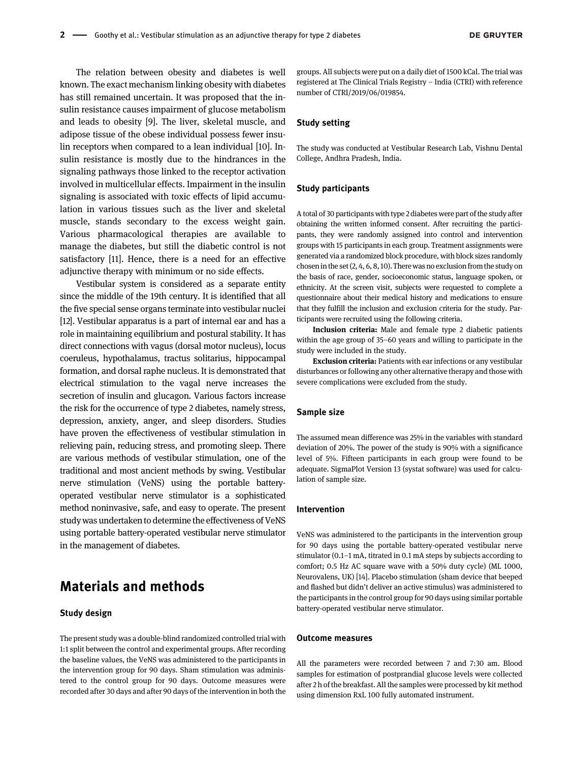The relation between obesity and diabetes is well known. The exact mechanism linking obesity with diabetes has still remained uncertain. It was proposed that the insulin resistance causes impairment of glucose metabolism and leads to obesity [9]. The liver, skeletal muscle, and adipose tissue of the obese individual possess fewer insulin receptors when compared to a lean individual [10]. Insulin resistance is mostly due to the hindrances in the signaling pathways those linked to the receptor activation involved in multicellular effects. Impairment in the insulin signaling is associated with toxic effects of lipid accumulation in various tissues such as the liver and skeletal muscle, stands secondary to the excess weight gain. Various pharmacological therapies are available to manage the diabetes, but still the diabetic control is not satisfactory [11]. Hence, there is a need for an effective adjunctive therapy with minimum or no side effects.

Vestibular system is considered as a separate entity since the middle of the 19th century. It is identified that all the five special sense organs terminate into vestibular nuclei [12]. Vestibular apparatus is a part of internal ear and has a role in maintaining equilibrium and postural stability. It has direct connections with vagus (dorsal motor nucleus), locus coeruleus, hypothalamus, tractus solitarius, hippocampal formation, and dorsal raphe nucleus. It is demonstrated that electrical stimulation to the vagal nerve increases the secretion of insulin and glucagon. Various factors increase the risk for the occurrence of type 2 diabetes, namely stress, depression, anxiety, anger, and sleep disorders. Studies have proven the effectiveness of vestibular stimulation in relieving pain, reducing stress, and promoting sleep. There are various methods of vestibular stimulation, one of the traditional and most ancient methods by swing. Vestibular nerve stimulation (VeNS) using the portable battery-operated vestibular nerve stimulator is a sophisticated method noninvasive, safe, and easy to operate. The present study was undertaken to determine the effectiveness of VeNS using portable battery-operated vestibular nerve stimulator in the management of diabetes.

# Materials and methods

## Study design

The present study was a double-blind randomized controlled trial with 1:1 split between the control and experimental groups. After recording the baseline values, the VeNS was administered to the participants in the intervention group for 90 days. Sham stimulation was administered to the control group for 90 days. Outcome measures were recorded after 30 days and after 90 days of the intervention in both the groups. All subjects were put on a daily diet of 1500 kCal. The trial was registered at The Clinical Trials Registry – India (CTRI) with reference number of CTRI/2019/06/019854.

## Study setting

The study was conducted at Vestibular Research Lab, Vishnu Dental College, Andhra Pradesh, India.

## Study participants

A total of 30 participants with type 2 diabetes were part of the study after obtaining the written informed consent. After recruiting the participants, they were randomly assigned into control and intervention groups with 15 participants in each group. Treatment assignments were generated via a randomized block procedure, with block sizes randomly chosen in the set (2, 4, 6, 8, 10). There was no exclusion from the study on the basis of race, gender, socioeconomic status, language spoken, or ethnicity. At the screen visit, subjects were requested to complete a questionnaire about their medical history and medications to ensure that they fulfill the inclusion and exclusion criteria for the study. Participants were recruited using the following criteria.

**Inclusion criteria:** Male and female type 2 diabetic patients within the age group of 35–60 years and willing to participate in the study were included in the study.

**Exclusion criteria:** Patients with ear infections or any vestibular disturbances or following any other alternative therapy and those with severe complications were excluded from the study.

## Sample size

The assumed mean difference was 25% in the variables with standard deviation of 20%. The power of the study is 90% with a significance level of 5%. Fifteen participants in each group were found to be adequate. SigmaPlot Version 13 (systat software) was used for calculation of sample size.

## Intervention

VeNS was administered to the participants in the intervention group for 90 days using the portable battery-operated vestibular nerve stimulator (0.1–1 mA, titrated in 0.1 mA steps by subjects according to comfort; 0.5 Hz AC square wave with a 50% duty cycle) (ML 1000, Neurovalens, UK) [14]. Placebo stimulation (sham device that beeped and flashed but didn't deliver an active stimulus) was administered to the participants in the control group for 90 days using similar portable battery-operated vestibular nerve stimulator.

## Outcome measures

All the parameters were recorded between 7 and 7:30 am. Blood samples for estimation of postprandial glucose levels were collected after 2 h of the breakfast. All the samples were processed by kit method using dimension RxL 100 fully automated instrument.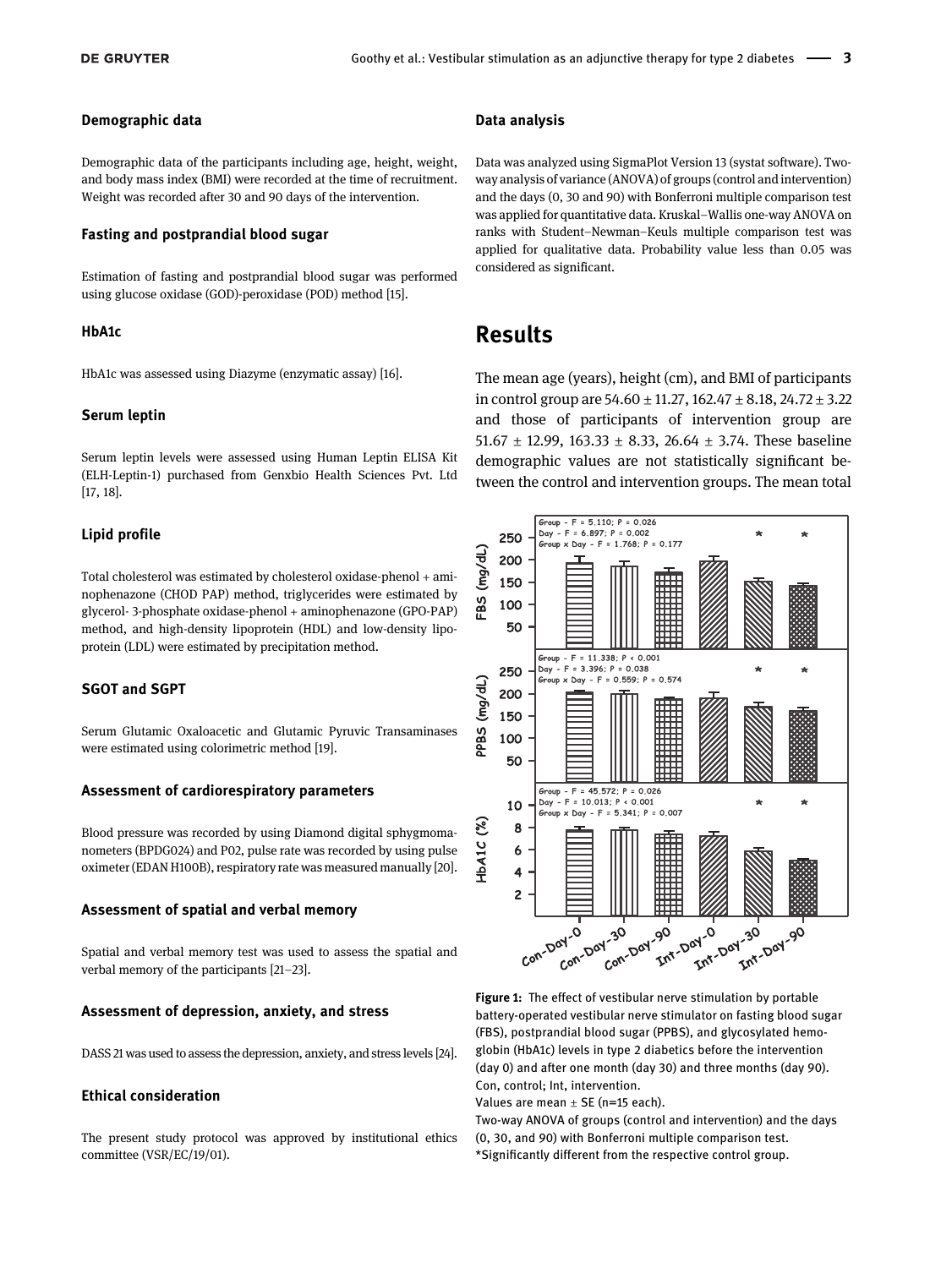### Demographic data

Demographic data of the participants including age, height, weight, and body mass index (BMI) were recorded at the time of recruitment. Weight was recorded after 30 and 90 days of the intervention.

### Fasting and postprandial blood sugar

Estimation of fasting and postprandial blood sugar was performed using glucose oxidase (GOD)-peroxidase (POD) method [15].

### HbA1c

HbA1c was assessed using Diazyme (enzymatic assay) [16].

### Serum leptin

Serum leptin levels were assessed using Human Leptin ELISA Kit (ELH-Leptin-1) purchased from Genxbio Health Sciences Pvt. Ltd [17, 18].

### Lipid profile

Total cholesterol was estimated by cholesterol oxidase-phenol + aminophenazone (CHOD PAP) method, triglycerides were estimated by glycerol- 3-phosphate oxidase-phenol + aminophenazone (GPO-PAP) method, and high-density lipoprotein (HDL) and low-density lipoprotein (LDL) were estimated by precipitation method.

### SGOT and SGPT

Serum Glutamic Oxaloacetic and Glutamic Pyruvic Transaminases were estimated using colorimetric method [19].

### Assessment of cardiorespiratory parameters

Blood pressure was recorded by using Diamond digital sphygmomanometers (BPDG024) and P02, pulse rate was recorded by using pulse oximeter (EDAN H100B), respiratory rate was measured manually [20].

### Assessment of spatial and verbal memory

Spatial and verbal memory test was used to assess the spatial and verbal memory of the participants [21–23].

### Assessment of depression, anxiety, and stress

DASS 21 was used to assess the depression, anxiety, and stress levels [24].

### Ethical consideration

The present study protocol was approved by institutional ethics committee (VSR/EC/19/01).

### Data analysis

Data was analyzed using SigmaPlot Version 13 (systat software). Two-way analysis of variance (ANOVA) of groups (control and intervention) and the days (0, 30 and 90) with Bonferroni multiple comparison test was applied for quantitative data. Kruskal–Wallis one-way ANOVA on ranks with Student–Newman–Keuls multiple comparison test was applied for qualitative data. Probability value less than 0.05 was considered as significant.

## Results

The mean age (years), height (cm), and BMI of participants in control group are 54.60 ± 11.27, 162.47 ± 8.18, 24.72 ± 3.22 and those of participants of intervention group are 51.67 ± 12.99, 163.33 ± 8.33, 26.64 ± 3.74. These baseline demographic values are not statistically significant between the control and intervention groups. The mean total

**Figure 1:** The effect of vestibular nerve stimulation by portable battery-operated vestibular nerve stimulator on fasting blood sugar (FBS), postprandial blood sugar (PPBS), and glycosylated hemoglobin (HbA1c) levels in type 2 diabetics before the intervention (day 0) and after one month (day 30) and three months (day 90). Con, control; Int, intervention.
Values are mean ± SE (n=15 each).
Two-way ANOVA of groups (control and intervention) and the days (0, 30, and 90) with Bonferroni multiple comparison test.
*Significantly different from the respective control group.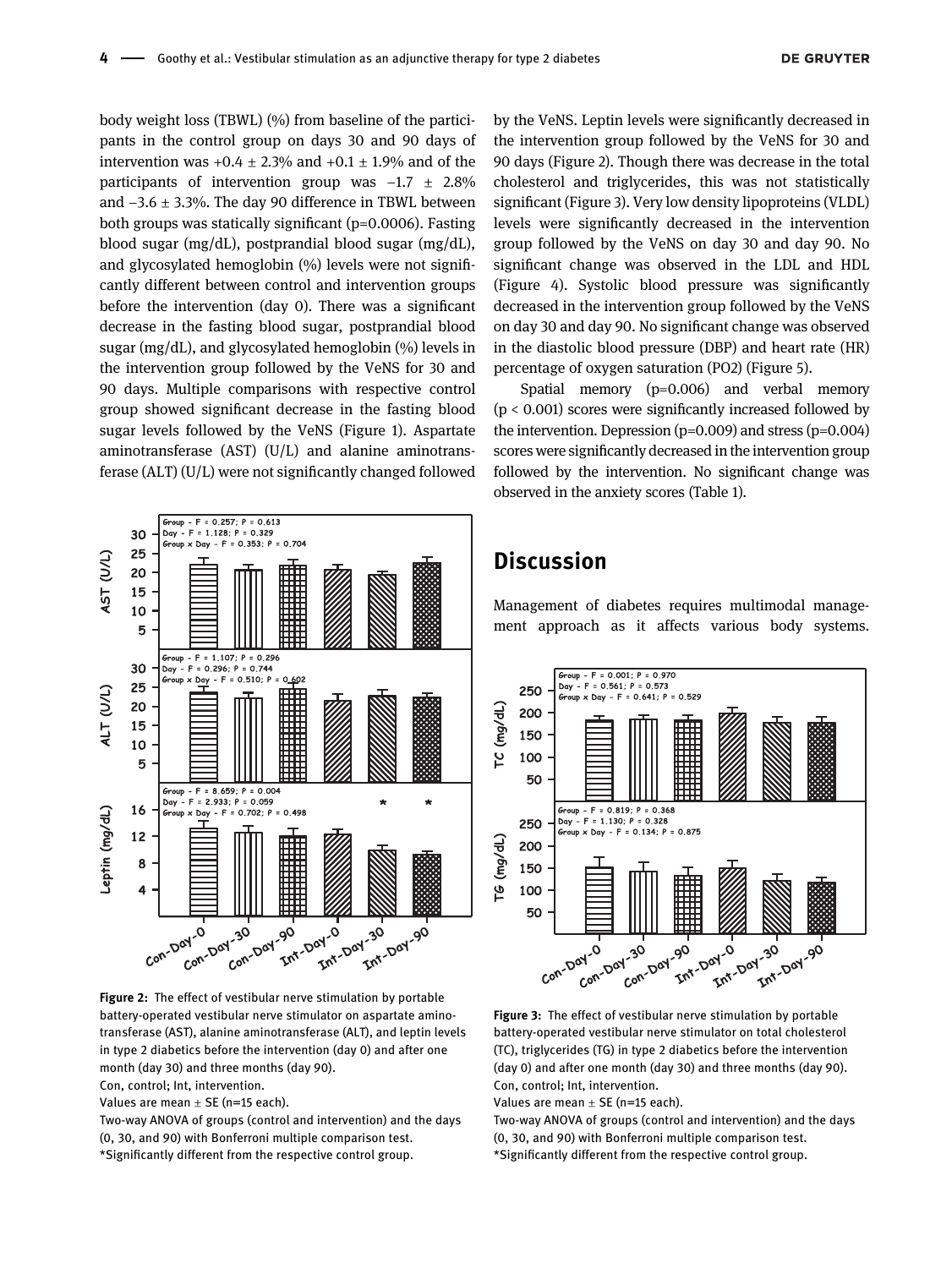body weight loss (TBWL) (%) from baseline of the participants in the control group on days 30 and 90 days of intervention was +0.4 ± 2.3% and +0.1 ± 1.9% and of the participants of intervention group was −1.7 ± 2.8% and −3.6 ± 3.3%. The day 90 difference in TBWL between both groups was statically significant (p=0.0006). Fasting blood sugar (mg/dL), postprandial blood sugar (mg/dL), and glycosylated hemoglobin (%) levels were not significantly different between control and intervention groups before the intervention (day 0). There was a significant decrease in the fasting blood sugar, postprandial blood sugar (mg/dL), and glycosylated hemoglobin (%) levels in the intervention group followed by the VeNS for 30 and 90 days. Multiple comparisons with respective control group showed significant decrease in the fasting blood sugar levels followed by the VeNS (Figure 1). Aspartate aminotransferase (AST) (U/L) and alanine aminotransferase (ALT) (U/L) were not significantly changed followed by the VeNS. Leptin levels were significantly decreased in the intervention group followed by the VeNS for 30 and 90 days (Figure 2). Though there was decrease in the total cholesterol and triglycerides, this was not statistically significant (Figure 3). Very low density lipoproteins (VLDL) levels were significantly decreased in the intervention group followed by the VeNS on day 30 and day 90. No significant change was observed in the LDL and HDL (Figure 4). Systolic blood pressure was significantly decreased in the intervention group followed by the VeNS on day 30 and day 90. No significant change was observed in the diastolic blood pressure (DBP) and heart rate (HR) percentage of oxygen saturation (PO2) (Figure 5).

Spatial memory (p=0.006) and verbal memory ($p < 0.001$) scores were significantly increased followed by the intervention. Depression (p=0.009) and stress (p=0.004) scores were significantly decreased in the intervention group followed by the intervention. No significant change was observed in the anxiety scores (Table 1).

**Figure 2:** The effect of vestibular nerve stimulation by portable battery-operated vestibular nerve stimulator on aspartate aminotransferase (AST), alanine aminotransferase (ALT), and leptin levels in type 2 diabetics before the intervention (day 0) and after one month (day 30) and three months (day 90).
Con, control; Int, intervention.
Values are mean ± SE (n=15 each).
Two-way ANOVA of groups (control and intervention) and the days (0, 30, and 90) with Bonferroni multiple comparison test.
*Significantly different from the respective control group.

## Discussion

Management of diabetes requires multimodal management approach as it affects various body systems.

**Figure 3:** The effect of vestibular nerve stimulation by portable battery-operated vestibular nerve stimulator on total cholesterol (TC), triglycerides (TG) in type 2 diabetics before the intervention (day 0) and after one month (day 30) and three months (day 90).
Con, control; Int, intervention.
Values are mean ± SE (n=15 each).
Two-way ANOVA of groups (control and intervention) and the days (0, 30, and 90) with Bonferroni multiple comparison test.
*Significantly different from the respective control group.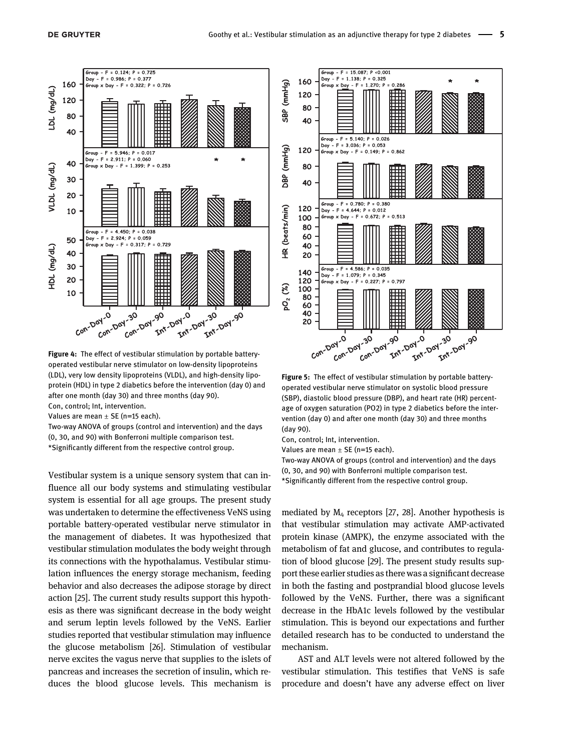**Figure 4:** The effect of vestibular stimulation by portable battery-operated vestibular nerve stimulator on low-density lipoproteins (LDL), very low density lipoproteins (VLDL), and high-density lipoprotein (HDL) in type 2 diabetics before the intervention (day 0) and after one month (day 30) and three months (day 90).
Con, control; Int, intervention.
Values are mean ± SE (n=15 each).
Two-way ANOVA of groups (control and intervention) and the days (0, 30, and 90) with Bonferroni multiple comparison test.
*Significantly different from the respective control group.

**Figure 5:** The effect of vestibular stimulation by portable battery-operated vestibular nerve stimulator on systolic blood pressure (SBP), diastolic blood pressure (DBP), and heart rate (HR) percentage of oxygen saturation (PO2) in type 2 diabetics before the intervention (day 0) and after one month (day 30) and three months (day 90).
Con, control; Int, intervention.
Values are mean ± SE (n=15 each).
Two-way ANOVA of groups (control and intervention) and the days (0, 30, and 90) with Bonferroni multiple comparison test.
*Significantly different from the respective control group.

Vestibular system is a unique sensory system that can influence all our body systems and stimulating vestibular system is essential for all age groups. The present study was undertaken to determine the effectiveness VeNS using portable battery-operated vestibular nerve stimulator in the management of diabetes. It was hypothesized that vestibular stimulation modulates the body weight through its connections with the hypothalamus. Vestibular stimulation influences the energy storage mechanism, feeding behavior and also decreases the adipose storage by direct action [25]. The current study results support this hypothesis as there was significant decrease in the body weight and serum leptin levels followed by the VeNS. Earlier studies reported that vestibular stimulation may influence the glucose metabolism [26]. Stimulation of vestibular nerve excites the vagus nerve that supplies to the islets of pancreas and increases the secretion of insulin, which reduces the blood glucose levels. This mechanism is mediated by $M_4$ receptors [27, 28]. Another hypothesis is that vestibular stimulation may activate AMP-activated protein kinase (AMPK), the enzyme associated with the metabolism of fat and glucose, and contributes to regulation of blood glucose [29]. The present study results support these earlier studies as there was a significant decrease in both the fasting and postprandial blood glucose levels followed by the VeNS. Further, there was a significant decrease in the HbA1c levels followed by the vestibular stimulation. This is beyond our expectations and further detailed research has to be conducted to understand the mechanism.

AST and ALT levels were not altered followed by the vestibular stimulation. This testifies that VeNS is safe procedure and doesn't have any adverse effect on liver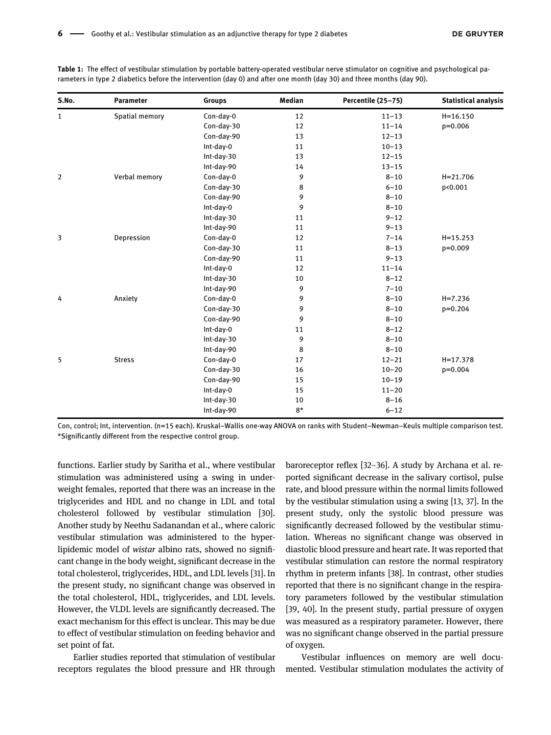**Table 1:** The effect of vestibular stimulation by portable battery-operated vestibular nerve stimulator on cognitive and psychological parameters in type 2 diabetics before the intervention (day 0) and after one month (day 30) and three months (day 90).

| S.No. | Parameter | Groups | Median | Percentile (25–75) | Statistical analysis |
|---|---|---|---|---|---|
| 1 | Spatial memory | Con-day-0 | 12 | 11–13 | H=16.150 |
| | | Con-day-30 | 12 | 11–14 | p=0.006 |
| | | Con-day-90 | 13 | 12–13 | |
| | | Int-day-0 | 11 | 10–13 | |
| | | Int-day-30 | 13 | 12–15 | |
| | | Int-day-90 | 14 | 13–15 | |
| 2 | Verbal memory | Con-day-0 | 9 | 8–10 | H=21.706 |
| | | Con-day-30 | 8 | 6–10 | p<0.001 |
| | | Con-day-90 | 9 | 8–10 | |
| | | Int-day-0 | 9 | 8–10 | |
| | | Int-day-30 | 11 | 9–12 | |
| | | Int-day-90 | 11 | 9–13 | |
| 3 | Depression | Con-day-0 | 12 | 7–14 | H=15.253 |
| | | Con-day-30 | 11 | 8–13 | p=0.009 |
| | | Con-day-90 | 11 | 9–13 | |
| | | Int-day-0 | 12 | 11–14 | |
| | | Int-day-30 | 10 | 8–12 | |
| | | Int-day-90 | 9 | 7–10 | |
| 4 | Anxiety | Con-day-0 | 9 | 8–10 | H=7.236 |
| | | Con-day-30 | 9 | 8–10 | p=0.204 |
| | | Con-day-90 | 9 | 8–10 | |
| | | Int-day-0 | 11 | 8–12 | |
| | | Int-day-30 | 9 | 8–10 | |
| | | Int-day-90 | 8 | 8–10 | |
| 5 | Stress | Con-day-0 | 17 | 12–21 | H=17.378 |
| | | Con-day-30 | 16 | 10–20 | p=0.004 |
| | | Con-day-90 | 15 | 10–19 | |
| | | Int-day-0 | 15 | 11–20 | |
| | | Int-day-30 | 10 | 8–16 | |
| | | Int-day-90 | 8* | 6–12 | |

Con, control; Int, intervention. (n=15 each). Kruskal–Wallis one-way ANOVA on ranks with Student–Newman–Keuls multiple comparison test. *Significantly different from the respective control group.

functions. Earlier study by Saritha et al., where vestibular stimulation was administered using a swing in underweight females, reported that there was an increase in the triglycerides and HDL and no change in LDL and total cholesterol followed by vestibular stimulation [30]. Another study by Neethu Sadanandan et al., where caloric vestibular stimulation was administered to the hyperlipidemic model of *wistar* albino rats, showed no significant change in the body weight, significant decrease in the total cholesterol, triglycerides, HDL, and LDL levels [31]. In the present study, no significant change was observed in the total cholesterol, HDL, triglycerides, and LDL levels. However, the VLDL levels are significantly decreased. The exact mechanism for this effect is unclear. This may be due to effect of vestibular stimulation on feeding behavior and set point of fat.

Earlier studies reported that stimulation of vestibular receptors regulates the blood pressure and HR through baroreceptor reflex [32–36]. A study by Archana et al. reported significant decrease in the salivary cortisol, pulse rate, and blood pressure within the normal limits followed by the vestibular stimulation using a swing [13, 37]. In the present study, only the systolic blood pressure was significantly decreased followed by the vestibular stimulation. Whereas no significant change was observed in diastolic blood pressure and heart rate. It was reported that vestibular stimulation can restore the normal respiratory rhythm in preterm infants [38]. In contrast, other studies reported that there is no significant change in the respiratory parameters followed by the vestibular stimulation [39, 40]. In the present study, partial pressure of oxygen was measured as a respiratory parameter. However, there was no significant change observed in the partial pressure of oxygen.

Vestibular influences on memory are well documented. Vestibular stimulation modulates the activity of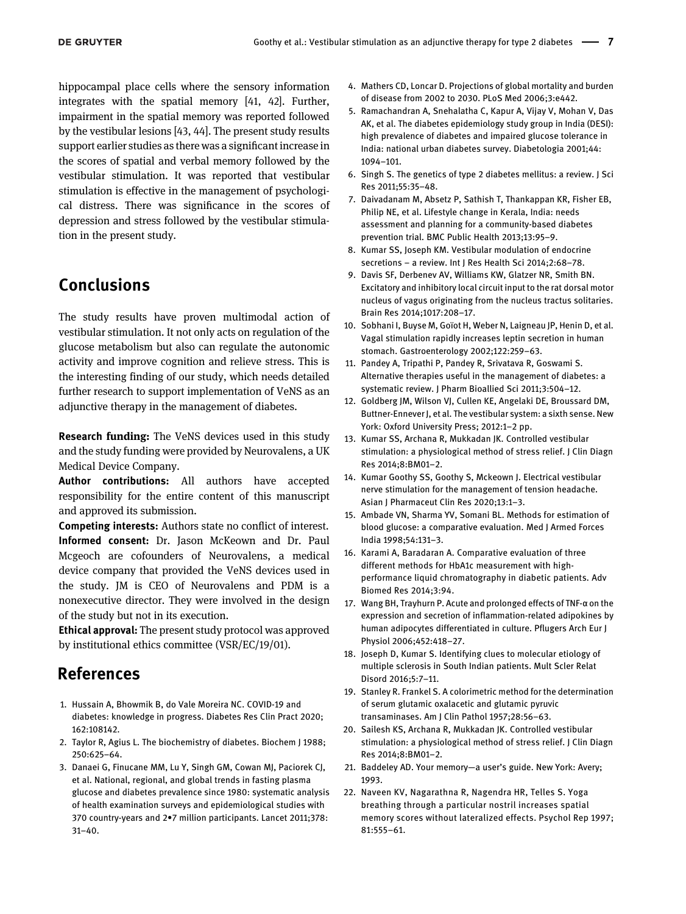hippocampal place cells where the sensory information integrates with the spatial memory [41, 42]. Further, impairment in the spatial memory was reported followed by the vestibular lesions [43, 44]. The present study results support earlier studies as there was a significant increase in the scores of spatial and verbal memory followed by the vestibular stimulation. It was reported that vestibular stimulation is effective in the management of psychological distress. There was significance in the scores of depression and stress followed by the vestibular stimulation in the present study.

## Conclusions

The study results have proven multimodal action of vestibular stimulation. It not only acts on regulation of the glucose metabolism but also can regulate the autonomic activity and improve cognition and relieve stress. This is the interesting finding of our study, which needs detailed further research to support implementation of VeNS as an adjunctive therapy in the management of diabetes.

**Research funding:** The VeNS devices used in this study and the study funding were provided by Neurovalens, a UK Medical Device Company.

**Author contributions:** All authors have accepted responsibility for the entire content of this manuscript and approved its submission.

**Competing interests:** Authors state no conflict of interest.

**Informed consent:** Dr. Jason McKeown and Dr. Paul Mcgeoch are cofounders of Neurovalens, a medical device company that provided the VeNS devices used in the study. JM is CEO of Neurovalens and PDM is a nonexecutive director. They were involved in the design of the study but not in its execution.

**Ethical approval:** The present study protocol was approved by institutional ethics committee (VSR/EC/19/01).

## References

1. Hussain A, Bhowmik B, do Vale Moreira NC. COVID-19 and diabetes: knowledge in progress. Diabetes Res Clin Pract 2020; 162:108142.
2. Taylor R, Agius L. The biochemistry of diabetes. Biochem J 1988; 250:625–64.
3. Danaei G, Finucane MM, Lu Y, Singh GM, Cowan MJ, Paciorek CJ, et al. National, regional, and global trends in fasting plasma glucose and diabetes prevalence since 1980: systematic analysis of health examination surveys and epidemiological studies with 370 country-years and 2•7 million participants. Lancet 2011;378: 31–40.
4. Mathers CD, Loncar D. Projections of global mortality and burden of disease from 2002 to 2030. PLoS Med 2006;3:e442.
5. Ramachandran A, Snehalatha C, Kapur A, Vijay V, Mohan V, Das AK, et al. The diabetes epidemiology study group in India (DESI): high prevalence of diabetes and impaired glucose tolerance in India: national urban diabetes survey. Diabetologia 2001;44: 1094–101.
6. Singh S. The genetics of type 2 diabetes mellitus: a review. J Sci Res 2011;55:35–48.
7. Daivadanam M, Absetz P, Sathish T, Thankappan KR, Fisher EB, Philip NE, et al. Lifestyle change in Kerala, India: needs assessment and planning for a community-based diabetes prevention trial. BMC Public Health 2013;13:95–9.
8. Kumar SS, Joseph KM. Vestibular modulation of endocrine secretions – a review. Int J Res Health Sci 2014;2:68–78.
9. Davis SF, Derbenev AV, Williams KW, Glatzer NR, Smith BN. Excitatory and inhibitory local circuit input to the rat dorsal motor nucleus of vagus originating from the nucleus tractus solitaries. Brain Res 2014;1017:208–17.
10. Sobhani I, Buyse M, Goïot H, Weber N, Laigneau JP, Henin D, et al. Vagal stimulation rapidly increases leptin secretion in human stomach. Gastroenterology 2002;122:259–63.
11. Pandey A, Tripathi P, Pandey R, Srivatava R, Goswami S. Alternative therapies useful in the management of diabetes: a systematic review. J Pharm Bioallied Sci 2011;3:504–12.
12. Goldberg JM, Wilson VJ, Cullen KE, Angelaki DE, Broussard DM, Buttner-Ennever J, et al. The vestibular system: a sixth sense. New York: Oxford University Press; 2012:1–2 pp.
13. Kumar SS, Archana R, Mukkadan JK. Controlled vestibular stimulation: a physiological method of stress relief. J Clin Diagn Res 2014;8:BM01–2.
14. Kumar Goothy SS, Goothy S, Mckeown J. Electrical vestibular nerve stimulation for the management of tension headache. Asian J Pharmaceut Clin Res 2020;13:1–3.
15. Ambade VN, Sharma YV, Somani BL. Methods for estimation of blood glucose: a comparative evaluation. Med J Armed Forces India 1998;54:131–3.
16. Karami A, Baradaran A. Comparative evaluation of three different methods for HbA1c measurement with high-performance liquid chromatography in diabetic patients. Adv Biomed Res 2014;3:94.
17. Wang BH, Trayhurn P. Acute and prolonged effects of TNF-α on the expression and secretion of inflammation-related adipokines by human adipocytes differentiated in culture. Pflugers Arch Eur J Physiol 2006;452:418–27.
18. Joseph D, Kumar S. Identifying clues to molecular etiology of multiple sclerosis in South Indian patients. Mult Scler Relat Disord 2016;5:7–11.
19. Stanley R. Frankel S. A colorimetric method for the determination of serum glutamic oxalacetic and glutamic pyruvic transaminases. Am J Clin Pathol 1957;28:56–63.
20. Sailesh KS, Archana R, Mukkadan JK. Controlled vestibular stimulation: a physiological method of stress relief. J Clin Diagn Res 2014;8:BM01–2.
21. Baddeley AD. Your memory—a user's guide. New York: Avery; 1993.
22. Naveen KV, Nagarathna R, Nagendra HR, Telles S. Yoga breathing through a particular nostril increases spatial memory scores without lateralized effects. Psychol Rep 1997; 81:555–61.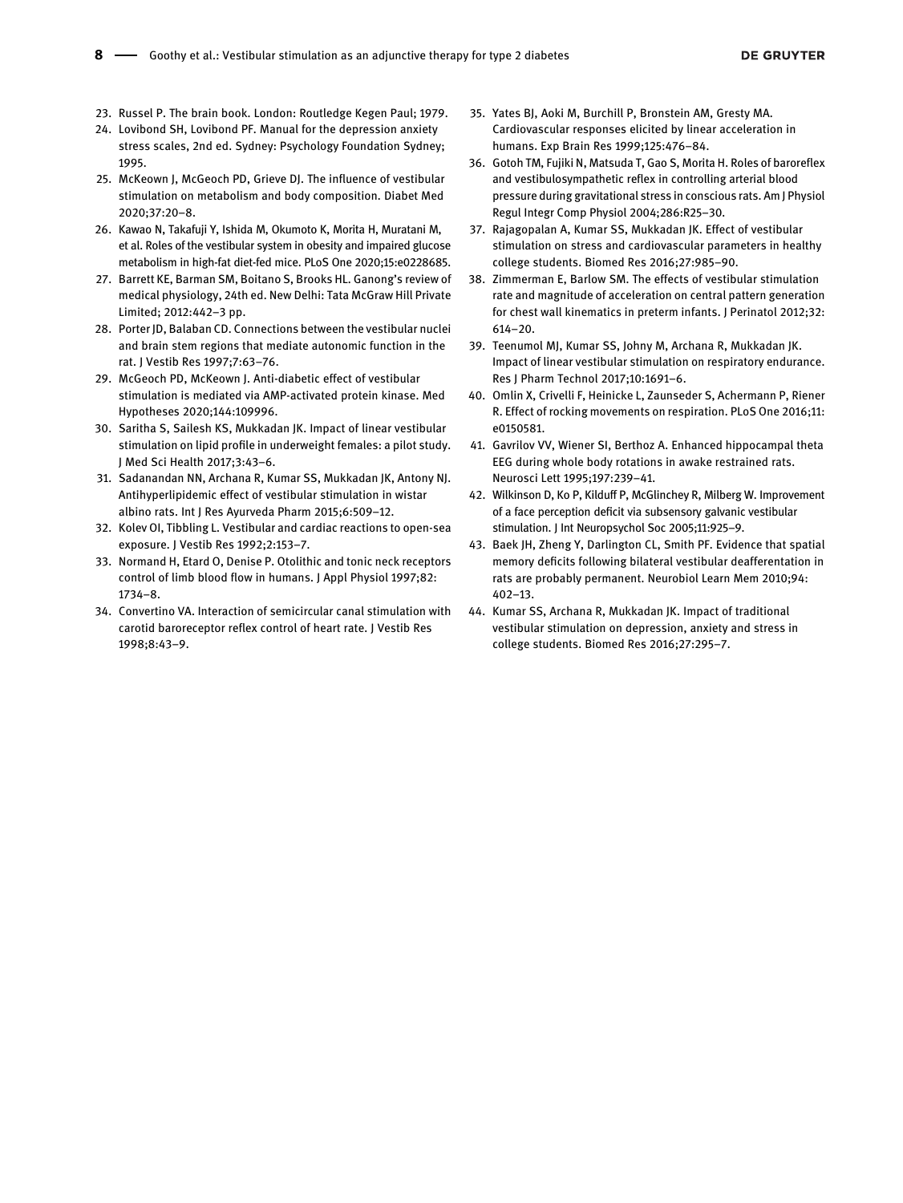23. Russel P. The brain book. London: Routledge Kegen Paul; 1979.
24. Lovibond SH, Lovibond PF. Manual for the depression anxiety stress scales, 2nd ed. Sydney: Psychology Foundation Sydney; 1995.
25. McKeown J, McGeoch PD, Grieve DJ. The influence of vestibular stimulation on metabolism and body composition. Diabet Med 2020;37:20–8.
26. Kawao N, Takafuji Y, Ishida M, Okumoto K, Morita H, Muratani M, et al. Roles of the vestibular system in obesity and impaired glucose metabolism in high-fat diet-fed mice. PLoS One 2020;15:e0228685.
27. Barrett KE, Barman SM, Boitano S, Brooks HL. Ganong's review of medical physiology, 24th ed. New Delhi: Tata McGraw Hill Private Limited; 2012:442–3 pp.
28. Porter JD, Balaban CD. Connections between the vestibular nuclei and brain stem regions that mediate autonomic function in the rat. J Vestib Res 1997;7:63–76.
29. McGeoch PD, McKeown J. Anti-diabetic effect of vestibular stimulation is mediated via AMP-activated protein kinase. Med Hypotheses 2020;144:109996.
30. Saritha S, Sailesh KS, Mukkadan JK. Impact of linear vestibular stimulation on lipid profile in underweight females: a pilot study. J Med Sci Health 2017;3:43–6.
31. Sadanandan NN, Archana R, Kumar SS, Mukkadan JK, Antony NJ. Antihyperlipidemic effect of vestibular stimulation in wistar albino rats. Int J Res Ayurveda Pharm 2015;6:509–12.
32. Kolev OI, Tibbling L. Vestibular and cardiac reactions to open-sea exposure. J Vestib Res 1992;2:153–7.
33. Normand H, Etard O, Denise P. Otolithic and tonic neck receptors control of limb blood flow in humans. J Appl Physiol 1997;82:1734–8.
34. Convertino VA. Interaction of semicircular canal stimulation with carotid baroreceptor reflex control of heart rate. J Vestib Res 1998;8:43–9.
35. Yates BJ, Aoki M, Burchill P, Bronstein AM, Gresty MA. Cardiovascular responses elicited by linear acceleration in humans. Exp Brain Res 1999;125:476–84.
36. Gotoh TM, Fujiki N, Matsuda T, Gao S, Morita H. Roles of baroreflex and vestibulosympathetic reflex in controlling arterial blood pressure during gravitational stress in conscious rats. Am J Physiol Regul Integr Comp Physiol 2004;286:R25–30.
37. Rajagopalan A, Kumar SS, Mukkadan JK. Effect of vestibular stimulation on stress and cardiovascular parameters in healthy college students. Biomed Res 2016;27:985–90.
38. Zimmerman E, Barlow SM. The effects of vestibular stimulation rate and magnitude of acceleration on central pattern generation for chest wall kinematics in preterm infants. J Perinatol 2012;32:614–20.
39. Teenumol MJ, Kumar SS, Johny M, Archana R, Mukkadan JK. Impact of linear vestibular stimulation on respiratory endurance. Res J Pharm Technol 2017;10:1691–6.
40. Omlin X, Crivelli F, Heinicke L, Zaunseder S, Achermann P, Riener R. Effect of rocking movements on respiration. PLoS One 2016;11:e0150581.
41. Gavrilov VV, Wiener SI, Berthoz A. Enhanced hippocampal theta EEG during whole body rotations in awake restrained rats. Neurosci Lett 1995;197:239–41.
42. Wilkinson D, Ko P, Kilduff P, McGlinchey R, Milberg W. Improvement of a face perception deficit via subsensory galvanic vestibular stimulation. J Int Neuropsychol Soc 2005;11:925–9.
43. Baek JH, Zheng Y, Darlington CL, Smith PF. Evidence that spatial memory deficits following bilateral vestibular deafferentation in rats are probably permanent. Neurobiol Learn Mem 2010;94:402–13.
44. Kumar SS, Archana R, Mukkadan JK. Impact of traditional vestibular stimulation on depression, anxiety and stress in college students. Biomed Res 2016;27:295–7.